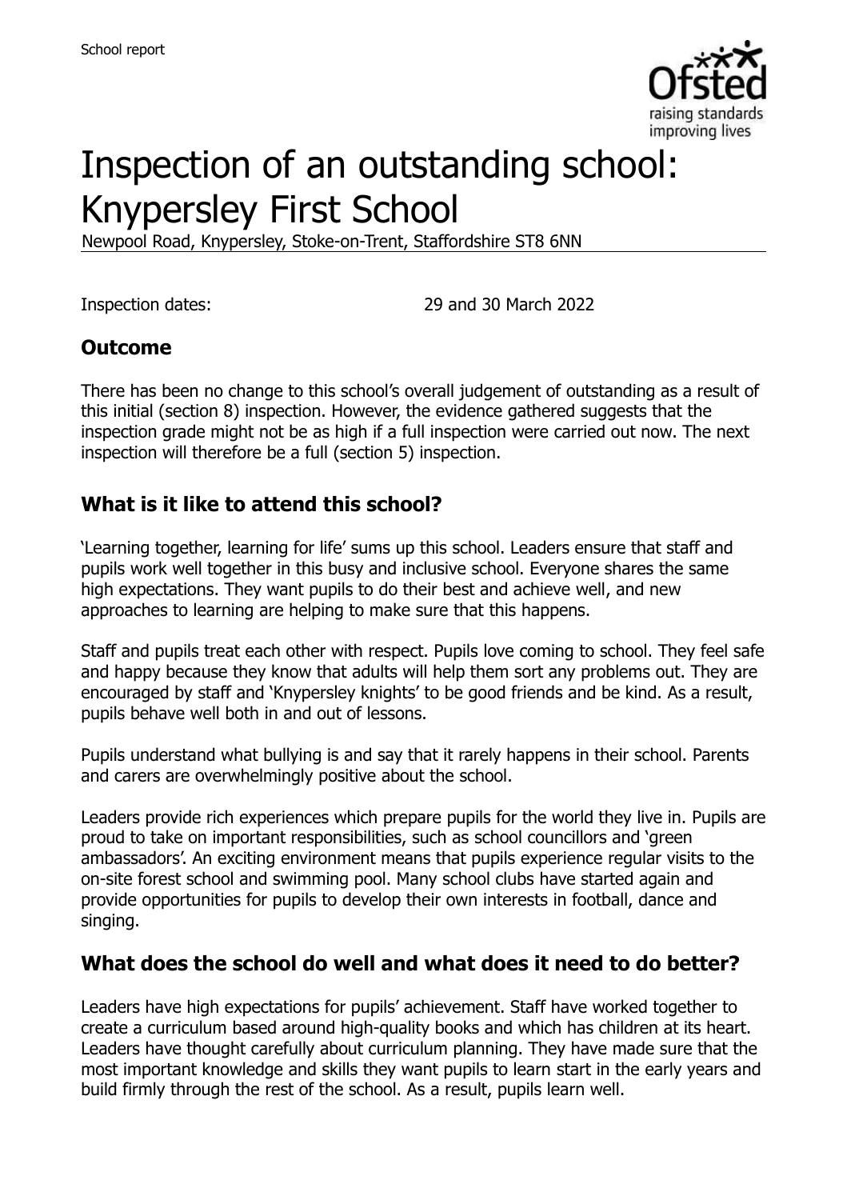# Inspection of an outstanding school: Knypersley First School

Newpool Road, Knypersley, Stoke-on-Trent, Staffordshire ST8 6NN

Inspection dates: 29 and 30 March 2022

## Outcome

There has been no change to this school's overall judgement of outstanding as a result of this initial (section 8) inspection. However, the evidence gathered suggests that the inspection grade might not be as high if a full inspection were carried out now. The next inspection will therefore be a full (section 5) inspection.

## What is it like to attend this school?

'Learning together, learning for life' sums up this school. Leaders ensure that staff and pupils work well together in this busy and inclusive school. Everyone shares the same high expectations. They want pupils to do their best and achieve well, and new approaches to learning are helping to make sure that this happens.

Staff and pupils treat each other with respect. Pupils love coming to school. They feel safe and happy because they know that adults will help them sort any problems out. They are encouraged by staff and 'Knypersley knights' to be good friends and be kind. As a result, pupils behave well both in and out of lessons.

Pupils understand what bullying is and say that it rarely happens in their school. Parents and carers are overwhelmingly positive about the school.

Leaders provide rich experiences which prepare pupils for the world they live in. Pupils are proud to take on important responsibilities, such as school councillors and 'green ambassadors'. An exciting environment means that pupils experience regular visits to the on-site forest school and swimming pool. Many school clubs have started again and provide opportunities for pupils to develop their own interests in football, dance and singing.

## What does the school do well and what does it need to do better?

Leaders have high expectations for pupils' achievement. Staff have worked together to create a curriculum based around high-quality books and which has children at its heart. Leaders have thought carefully about curriculum planning. They have made sure that the most important knowledge and skills they want pupils to learn start in the early years and build firmly through the rest of the school. As a result, pupils learn well.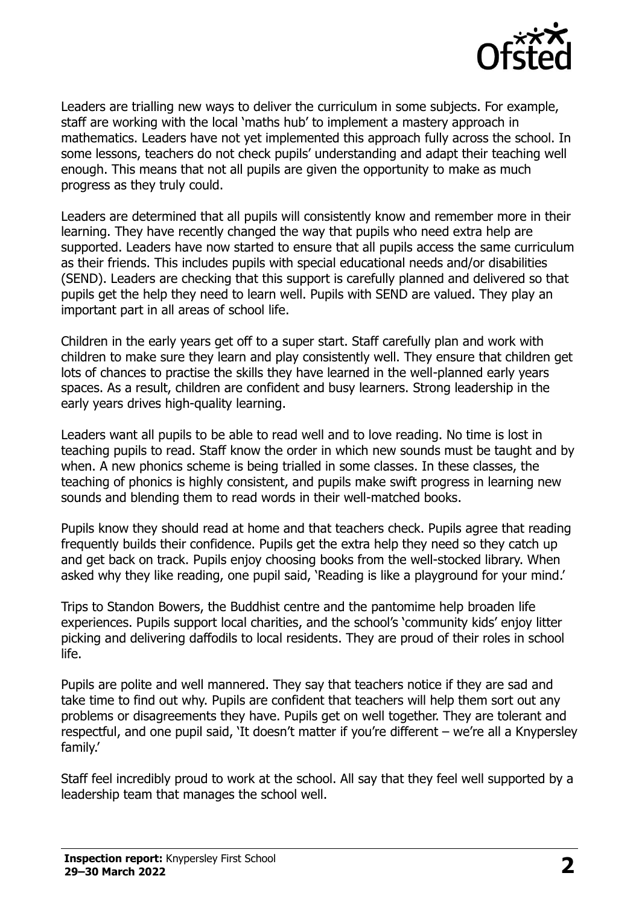Leaders are trialling new ways to deliver the curriculum in some subjects. For example, staff are working with the local 'maths hub' to implement a mastery approach in mathematics. Leaders have not yet implemented this approach fully across the school. In some lessons, teachers do not check pupils' understanding and adapt their teaching well enough. This means that not all pupils are given the opportunity to make as much progress as they truly could.

Leaders are determined that all pupils will consistently know and remember more in their learning. They have recently changed the way that pupils who need extra help are supported. Leaders have now started to ensure that all pupils access the same curriculum as their friends. This includes pupils with special educational needs and/or disabilities (SEND). Leaders are checking that this support is carefully planned and delivered so that pupils get the help they need to learn well. Pupils with SEND are valued. They play an important part in all areas of school life.

Children in the early years get off to a super start. Staff carefully plan and work with children to make sure they learn and play consistently well. They ensure that children get lots of chances to practise the skills they have learned in the well-planned early years spaces. As a result, children are confident and busy learners. Strong leadership in the early years drives high-quality learning.

Leaders want all pupils to be able to read well and to love reading. No time is lost in teaching pupils to read. Staff know the order in which new sounds must be taught and by when. A new phonics scheme is being trialled in some classes. In these classes, the teaching of phonics is highly consistent, and pupils make swift progress in learning new sounds and blending them to read words in their well-matched books.

Pupils know they should read at home and that teachers check. Pupils agree that reading frequently builds their confidence. Pupils get the extra help they need so they catch up and get back on track. Pupils enjoy choosing books from the well-stocked library. When asked why they like reading, one pupil said, 'Reading is like a playground for your mind.'

Trips to Standon Bowers, the Buddhist centre and the pantomime help broaden life experiences. Pupils support local charities, and the school's 'community kids' enjoy litter picking and delivering daffodils to local residents. They are proud of their roles in school life.

Pupils are polite and well mannered. They say that teachers notice if they are sad and take time to find out why. Pupils are confident that teachers will help them sort out any problems or disagreements they have. Pupils get on well together. They are tolerant and respectful, and one pupil said, 'It doesn't matter if you're different – we're all a Knypersley family.'

Staff feel incredibly proud to work at the school. All say that they feel well supported by a leadership team that manages the school well.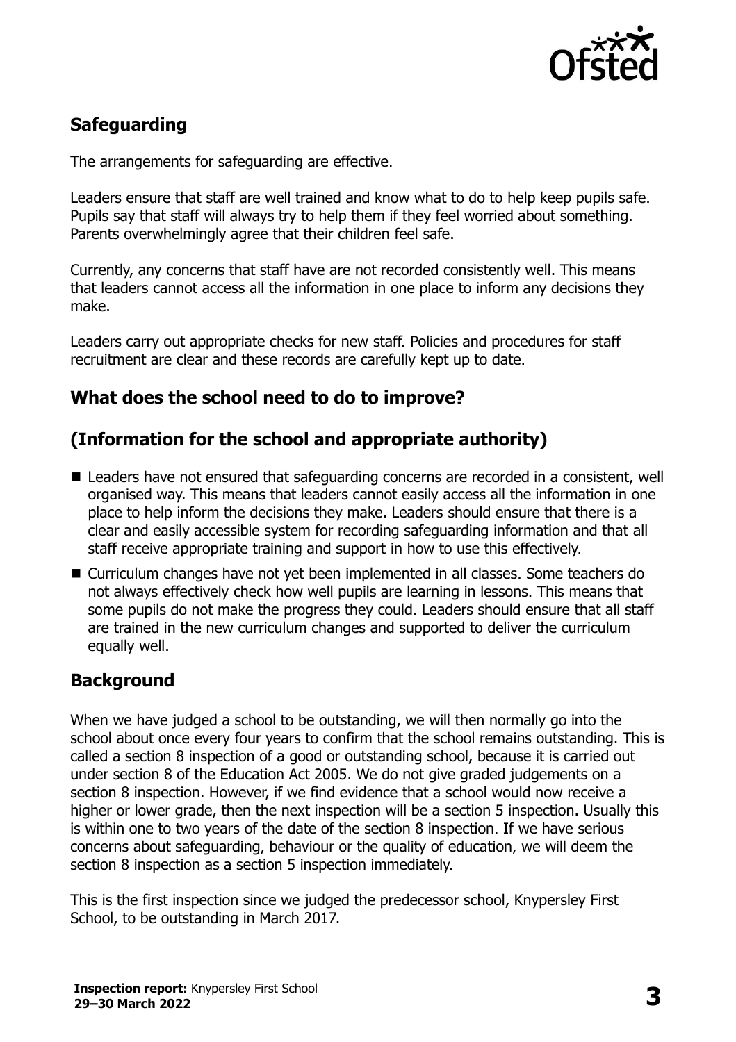## Safeguarding

The arrangements for safeguarding are effective.

Leaders ensure that staff are well trained and know what to do to help keep pupils safe. Pupils say that staff will always try to help them if they feel worried about something. Parents overwhelmingly agree that their children feel safe.

Currently, any concerns that staff have are not recorded consistently well. This means that leaders cannot access all the information in one place to inform any decisions they make.

Leaders carry out appropriate checks for new staff. Policies and procedures for staff recruitment are clear and these records are carefully kept up to date.

## What does the school need to do to improve?

## (Information for the school and appropriate authority)

- Leaders have not ensured that safeguarding concerns are recorded in a consistent, well organised way. This means that leaders cannot easily access all the information in one place to help inform the decisions they make. Leaders should ensure that there is a clear and easily accessible system for recording safeguarding information and that all staff receive appropriate training and support in how to use this effectively.
- Curriculum changes have not yet been implemented in all classes. Some teachers do not always effectively check how well pupils are learning in lessons. This means that some pupils do not make the progress they could. Leaders should ensure that all staff are trained in the new curriculum changes and supported to deliver the curriculum equally well.

## Background

When we have judged a school to be outstanding, we will then normally go into the school about once every four years to confirm that the school remains outstanding. This is called a section 8 inspection of a good or outstanding school, because it is carried out under section 8 of the Education Act 2005. We do not give graded judgements on a section 8 inspection. However, if we find evidence that a school would now receive a higher or lower grade, then the next inspection will be a section 5 inspection. Usually this is within one to two years of the date of the section 8 inspection. If we have serious concerns about safeguarding, behaviour or the quality of education, we will deem the section 8 inspection as a section 5 inspection immediately.

This is the first inspection since we judged the predecessor school, Knypersley First School, to be outstanding in March 2017.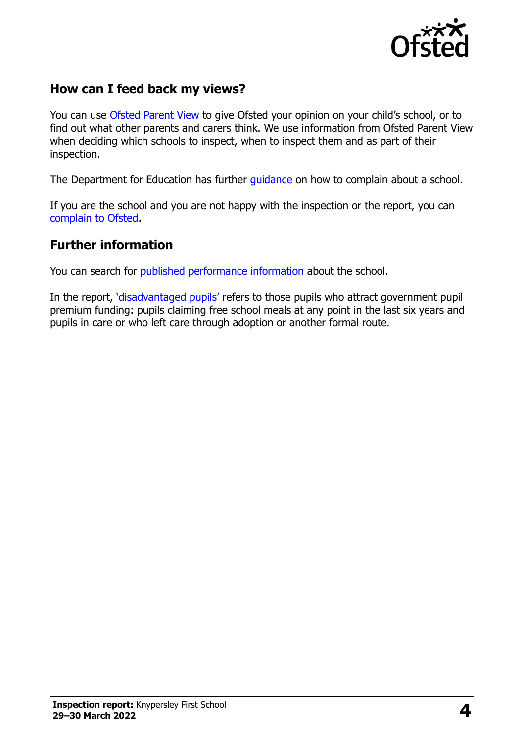## How can I feed back my views?

You can use Ofsted Parent View to give Ofsted your opinion on your child's school, or to find out what other parents and carers think. We use information from Ofsted Parent View when deciding which schools to inspect, when to inspect them and as part of their inspection.

The Department for Education has further guidance on how to complain about a school.

If you are the school and you are not happy with the inspection or the report, you can complain to Ofsted.

## Further information

You can search for published performance information about the school.

In the report, 'disadvantaged pupils' refers to those pupils who attract government pupil premium funding: pupils claiming free school meals at any point in the last six years and pupils in care or who left care through adoption or another formal route.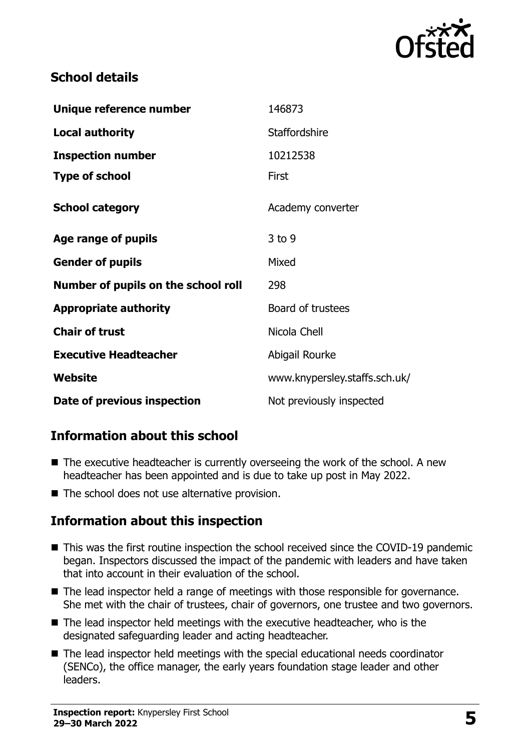## School details

| | |
|---|---|
| **Unique reference number** | 146873 |
| **Local authority** | Staffordshire |
| **Inspection number** | 10212538 |
| **Type of school** | First |
| **School category** | Academy converter |
| **Age range of pupils** | 3 to 9 |
| **Gender of pupils** | Mixed |
| **Number of pupils on the school roll** | 298 |
| **Appropriate authority** | Board of trustees |
| **Chair of trust** | Nicola Chell |
| **Executive Headteacher** | Abigail Rourke |
| **Website** | www.knypersley.staffs.sch.uk/ |
| **Date of previous inspection** | Not previously inspected |

## Information about this school

- The executive headteacher is currently overseeing the work of the school. A new headteacher has been appointed and is due to take up post in May 2022.
- The school does not use alternative provision.

## Information about this inspection

- This was the first routine inspection the school received since the COVID-19 pandemic began. Inspectors discussed the impact of the pandemic with leaders and have taken that into account in their evaluation of the school.
- The lead inspector held a range of meetings with those responsible for governance. She met with the chair of trustees, chair of governors, one trustee and two governors.
- The lead inspector held meetings with the executive headteacher, who is the designated safeguarding leader and acting headteacher.
- The lead inspector held meetings with the special educational needs coordinator (SENCo), the office manager, the early years foundation stage leader and other leaders.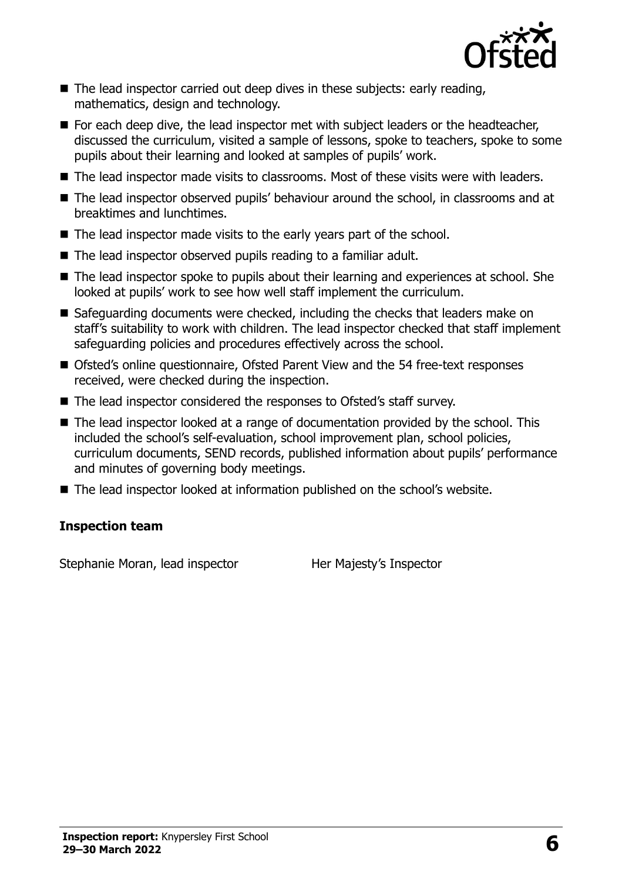- The lead inspector carried out deep dives in these subjects: early reading, mathematics, design and technology.
- For each deep dive, the lead inspector met with subject leaders or the headteacher, discussed the curriculum, visited a sample of lessons, spoke to teachers, spoke to some pupils about their learning and looked at samples of pupils' work.
- The lead inspector made visits to classrooms. Most of these visits were with leaders.
- The lead inspector observed pupils' behaviour around the school, in classrooms and at breaktimes and lunchtimes.
- The lead inspector made visits to the early years part of the school.
- The lead inspector observed pupils reading to a familiar adult.
- The lead inspector spoke to pupils about their learning and experiences at school. She looked at pupils' work to see how well staff implement the curriculum.
- Safeguarding documents were checked, including the checks that leaders make on staff's suitability to work with children. The lead inspector checked that staff implement safeguarding policies and procedures effectively across the school.
- Ofsted's online questionnaire, Ofsted Parent View and the 54 free-text responses received, were checked during the inspection.
- The lead inspector considered the responses to Ofsted's staff survey.
- The lead inspector looked at a range of documentation provided by the school. This included the school's self-evaluation, school improvement plan, school policies, curriculum documents, SEND records, published information about pupils' performance and minutes of governing body meetings.
- The lead inspector looked at information published on the school's website.

**Inspection team**

| | |
|---|---|
| Stephanie Moran, lead inspector | Her Majesty's Inspector |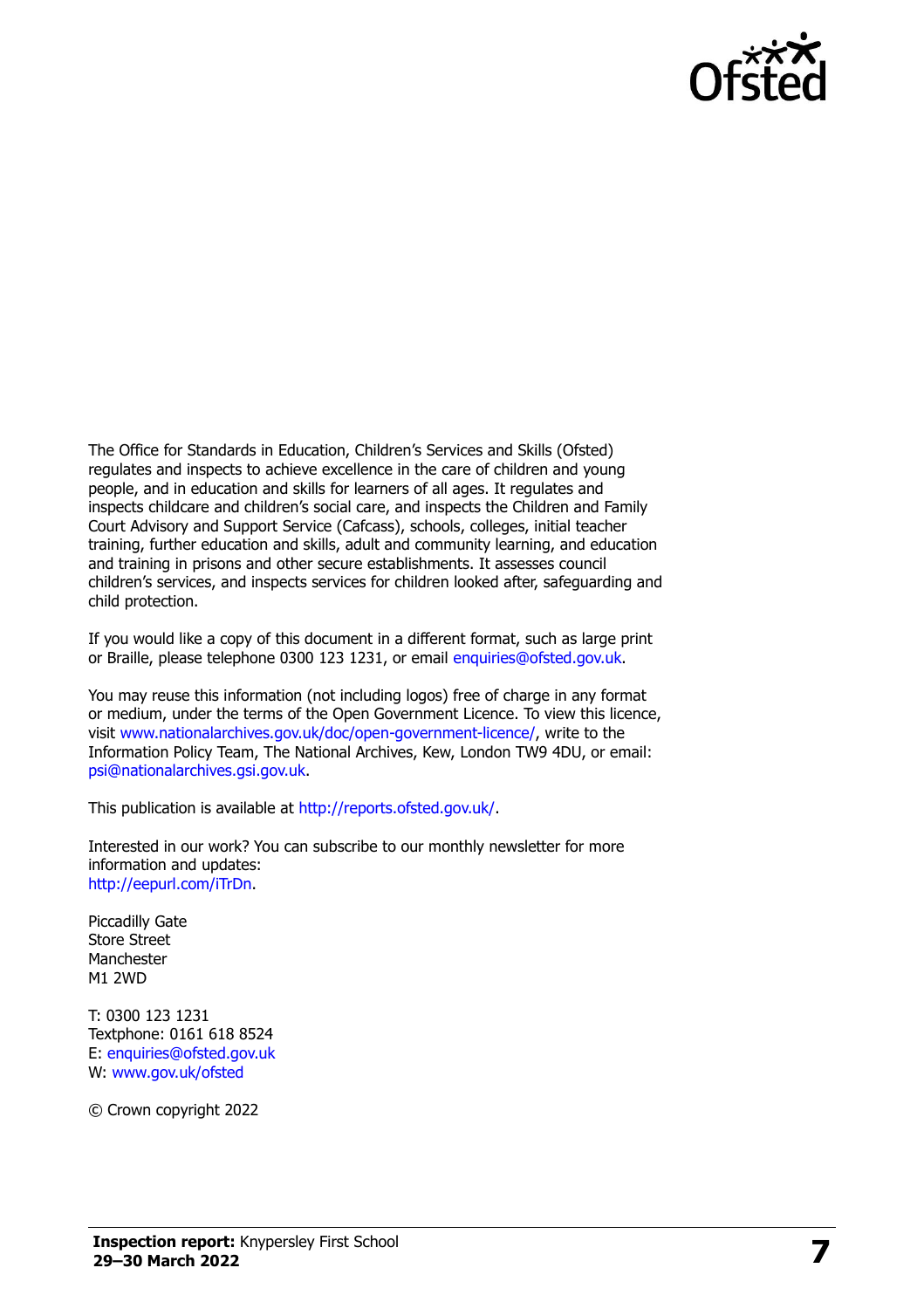The Office for Standards in Education, Children's Services and Skills (Ofsted) regulates and inspects to achieve excellence in the care of children and young people, and in education and skills for learners of all ages. It regulates and inspects childcare and children's social care, and inspects the Children and Family Court Advisory and Support Service (Cafcass), schools, colleges, initial teacher training, further education and skills, adult and community learning, and education and training in prisons and other secure establishments. It assesses council children's services, and inspects services for children looked after, safeguarding and child protection.

If you would like a copy of this document in a different format, such as large print or Braille, please telephone 0300 123 1231, or email enquiries@ofsted.gov.uk.

You may reuse this information (not including logos) free of charge in any format or medium, under the terms of the Open Government Licence. To view this licence, visit www.nationalarchives.gov.uk/doc/open-government-licence/, write to the Information Policy Team, The National Archives, Kew, London TW9 4DU, or email: psi@nationalarchives.gsi.gov.uk.

This publication is available at http://reports.ofsted.gov.uk/.

Interested in our work? You can subscribe to our monthly newsletter for more information and updates: http://eepurl.com/iTrDn.

Piccadilly Gate
Store Street
Manchester
M1 2WD

T: 0300 123 1231
Textphone: 0161 618 8524
E: enquiries@ofsted.gov.uk
W: www.gov.uk/ofsted

© Crown copyright 2022